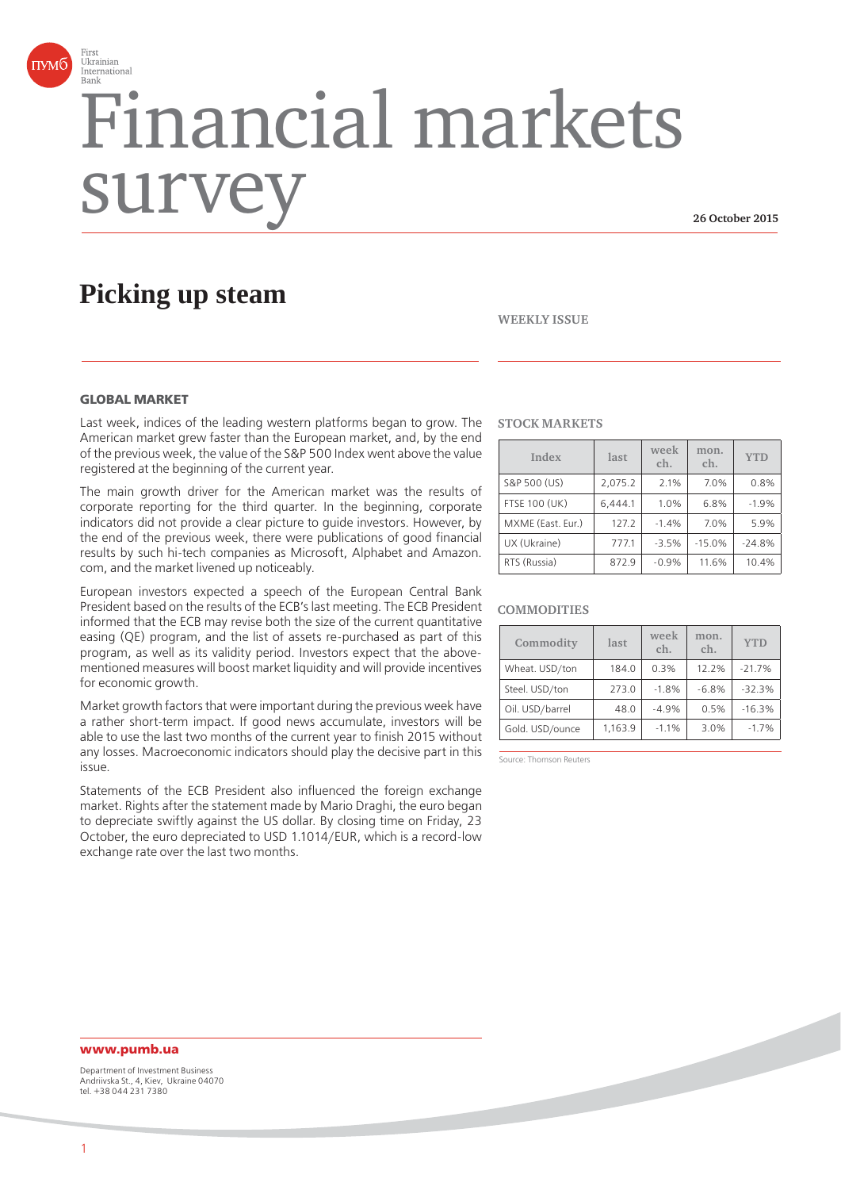# Financial markets survey

**26 October 2015**

## Picking up steam

**WEEKLY ISSUE**

### GLOBAL MARKET

Last week, indices of the leading western platforms began to grow. The American market grew faster than the European market, and, by the end of the previous week, the value of the S&P 500 Index went above the value registered at the beginning of the current year.

The main growth driver for the American market was the results of corporate reporting for the third quarter. In the beginning, corporate indicators did not provide a clear picture to guide investors. However, by the end of the previous week, there were publications of good financial results by such hi-tech companies as Microsoft, Alphabet and Amazon.com, and the market livened up noticeably.

European investors expected a speech of the European Central Bank President based on the results of the ECB's last meeting. The ECB President informed that the ECB may revise both the size of the current quantitative easing (QE) program, and the list of assets re-purchased as part of this program, as well as its validity period. Investors expect that the above-mentioned measures will boost market liquidity and will provide incentives for economic growth.

Market growth factors that were important during the previous week have a rather short-term impact. If good news accumulate, investors will be able to use the last two months of the current year to finish 2015 without any losses. Macroeconomic indicators should play the decisive part in this issue.

Statements of the ECB President also influenced the foreign exchange market. Rights after the statement made by Mario Draghi, the euro began to depreciate swiftly against the US dollar. By closing time on Friday, 23 October, the euro depreciated to USD 1.1014/EUR, which is a record-low exchange rate over the last two months.

**STOCK MARKETS**

| Index | last | week ch. | mon. ch. | YTD |
|---|---|---|---|---|
| S&P 500 (US) | 2,075.2 | 2.1% | 7.0% | 0.8% |
| FTSE 100 (UK) | 6,444.1 | 1.0% | 6.8% | -1.9% |
| MXME (East. Eur.) | 127.2 | -1.4% | 7.0% | 5.9% |
| UX (Ukraine) | 777.1 | -3.5% | -15.0% | -24.8% |
| RTS (Russia) | 872.9 | -0.9% | 11.6% | 10.4% |

**COMMODITIES**

| Commodity | last | week ch. | mon. ch. | YTD |
|---|---|---|---|---|
| Wheat. USD/ton | 184.0 | 0.3% | 12.2% | -21.7% |
| Steel. USD/ton | 273.0 | -1.8% | -6.8% | -32.3% |
| Oil. USD/barrel | 48.0 | -4.9% | 0.5% | -16.3% |
| Gold. USD/ounce | 1,163.9 | -1.1% | 3.0% | -1.7% |

Source: Thomson Reuters

**www.pumb.ua**

Department of Investment Business
Andriivska St., 4, Kiev, Ukraine 04070
tel. +38 044 231 7380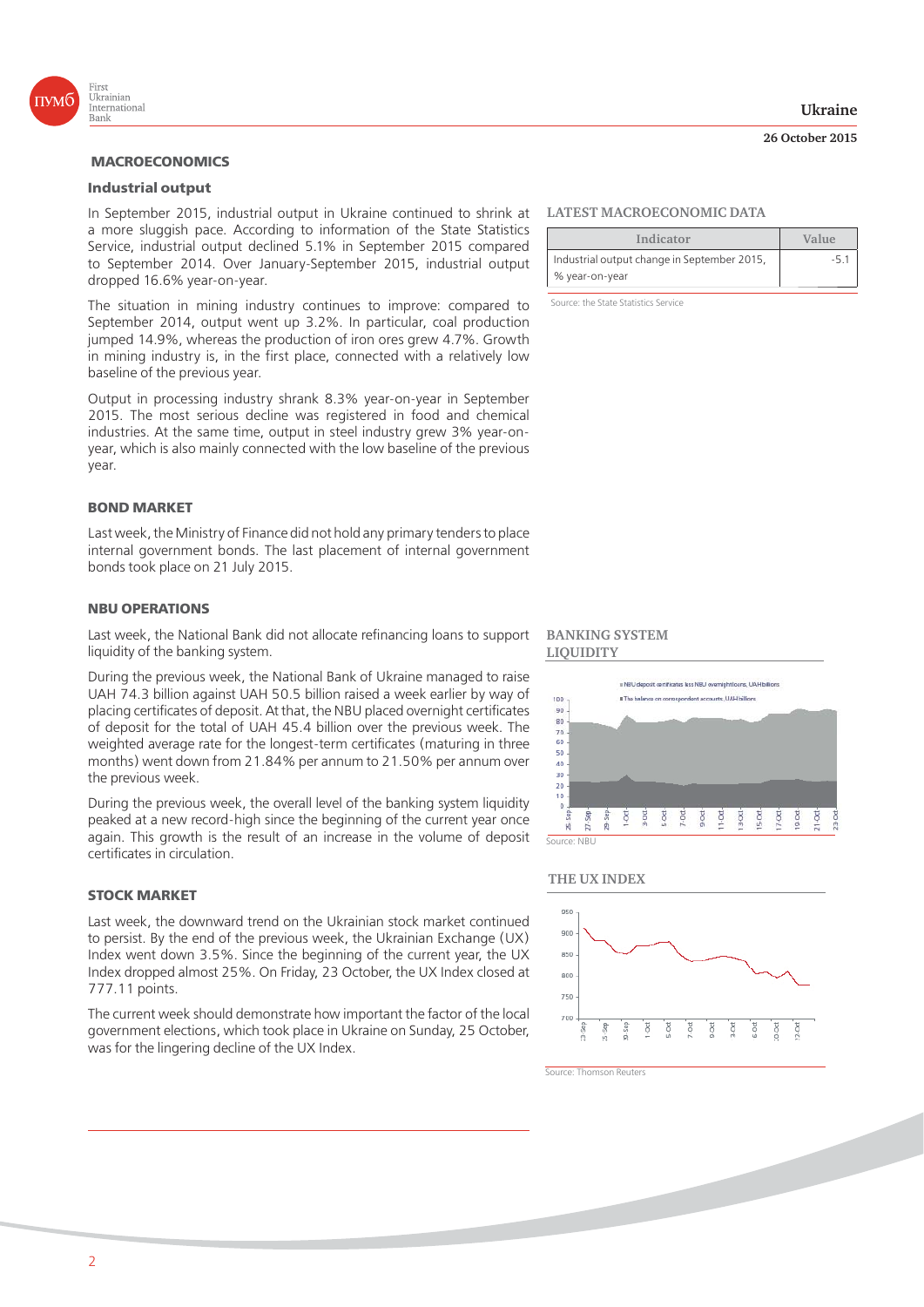## MACROECONOMICS

### Industrial output

In September 2015, industrial output in Ukraine continued to shrink at a more sluggish pace. According to information of the State Statistics Service, industrial output declined 5.1% in September 2015 compared to September 2014. Over January-September 2015, industrial output dropped 16.6% year-on-year.

The situation in mining industry continues to improve: compared to September 2014, output went up 3.2%. In particular, coal production jumped 14.9%, whereas the production of iron ores grew 4.7%. Growth in mining industry is, in the first place, connected with a relatively low baseline of the previous year.

Output in processing industry shrank 8.3% year-on-year in September 2015. The most serious decline was registered in food and chemical industries. At the same time, output in steel industry grew 3% year-on-year, which is also mainly connected with the low baseline of the previous year.

**LATEST MACROECONOMIC DATA**

| Indicator | Value |
| --- | --- |
| Industrial output change in September 2015, % year-on-year | -5.1 |

Source: the State Statistics Service

## BOND MARKET

Last week, the Ministry of Finance did not hold any primary tenders to place internal government bonds. The last placement of internal government bonds took place on 21 July 2015.

## NBU OPERATIONS

Last week, the National Bank did not allocate refinancing loans to support liquidity of the banking system.

During the previous week, the National Bank of Ukraine managed to raise UAH 74.3 billion against UAH 50.5 billion raised a week earlier by way of placing certificates of deposit. At that, the NBU placed overnight certificates of deposit for the total of UAH 45.4 billion over the previous week. The weighted average rate for the longest-term certificates (maturing in three months) went down from 21.84% per annum to 21.50% per annum over the previous week.

During the previous week, the overall level of the banking system liquidity peaked at a new record-high since the beginning of the current year once again. This growth is the result of an increase in the volume of deposit certificates in circulation.

**BANKING SYSTEM LIQUIDITY**

Source: NBU

## STOCK MARKET

Last week, the downward trend on the Ukrainian stock market continued to persist. By the end of the previous week, the Ukrainian Exchange (UX) Index went down 3.5%. Since the beginning of the current year, the UX Index dropped almost 25%. On Friday, 23 October, the UX Index closed at 777.11 points.

The current week should demonstrate how important the factor of the local government elections, which took place in Ukraine on Sunday, 25 October, was for the lingering decline of the UX Index.

**THE UX INDEX**

Source: Thomson Reuters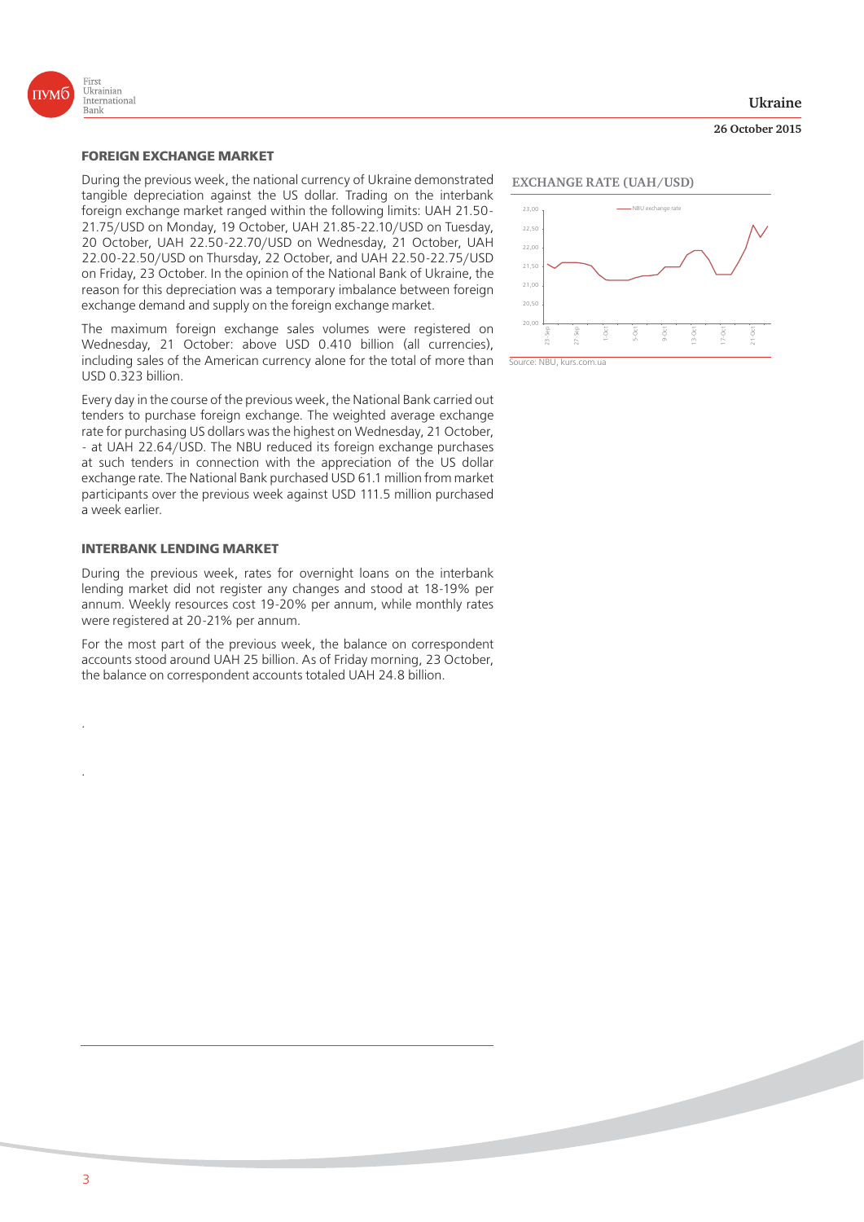## FOREIGN EXCHANGE MARKET

During the previous week, the national currency of Ukraine demonstrated tangible depreciation against the US dollar. Trading on the interbank foreign exchange market ranged within the following limits: UAH 21.50-21.75/USD on Monday, 19 October, UAH 21.85-22.10/USD on Tuesday, 20 October, UAH 22.50-22.70/USD on Wednesday, 21 October, UAH 22.00-22.50/USD on Thursday, 22 October, and UAH 22.50-22.75/USD on Friday, 23 October. In the opinion of the National Bank of Ukraine, the reason for this depreciation was a temporary imbalance between foreign exchange demand and supply on the foreign exchange market.

The maximum foreign exchange sales volumes were registered on Wednesday, 21 October: above USD 0.410 billion (all currencies), including sales of the American currency alone for the total of more than USD 0.323 billion.

Every day in the course of the previous week, the National Bank carried out tenders to purchase foreign exchange. The weighted average exchange rate for purchasing US dollars was the highest on Wednesday, 21 October, - at UAH 22.64/USD. The NBU reduced its foreign exchange purchases at such tenders in connection with the appreciation of the US dollar exchange rate. The National Bank purchased USD 61.1 million from market participants over the previous week against USD 111.5 million purchased a week earlier.

**EXCHANGE RATE (UAH/USD)**

Source: NBU, kurs.com.ua

## INTERBANK LENDING MARKET

During the previous week, rates for overnight loans on the interbank lending market did not register any changes and stood at 18-19% per annum. Weekly resources cost 19-20% per annum, while monthly rates were registered at 20-21% per annum.

For the most part of the previous week, the balance on correspondent accounts stood around UAH 25 billion. As of Friday morning, 23 October, the balance on correspondent accounts totaled UAH 24.8 billion.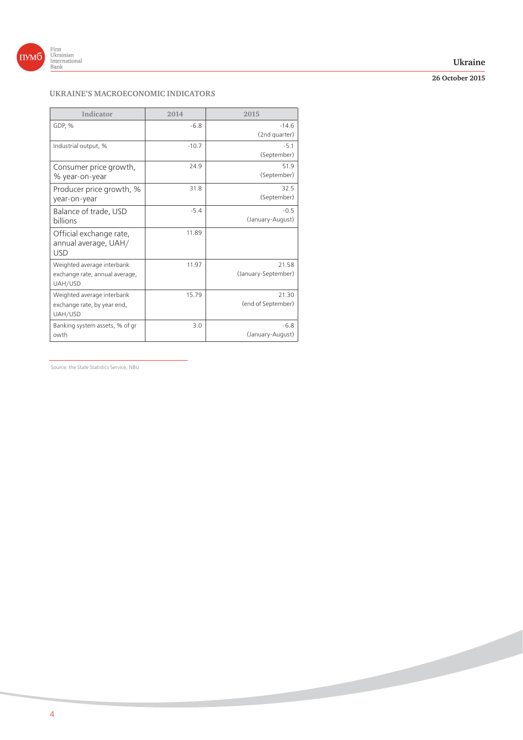## UKRAINE'S MACROECONOMIC INDICATORS

| Indicator | 2014 | 2015 |
|---|---|---|
| GDP, % | -6.8 | -14.6 (2nd quarter) |
| Industrial output, % | -10.7 | -5.1 (September) |
| Consumer price growth, % year-on-year | 24.9 | 51.9 (September) |
| Producer price growth, % year-on-year | 31.8 | 32.5 (September) |
| Balance of trade, USD billions | -5.4 | -0.5 (January-August) |
| Official exchange rate, annual average, UAH/USD | 11.89 | |
| Weighted average interbank exchange rate, annual average, UAH/USD | 11.97 | 21.58 (January-September) |
| Weighted average interbank exchange rate, by year end, UAH/USD | 15.79 | 21.30 (end of September) |
| Banking system assets, % of growth | 3.0 | -6.8 (January-August) |

Source: the State Statistics Service, NBU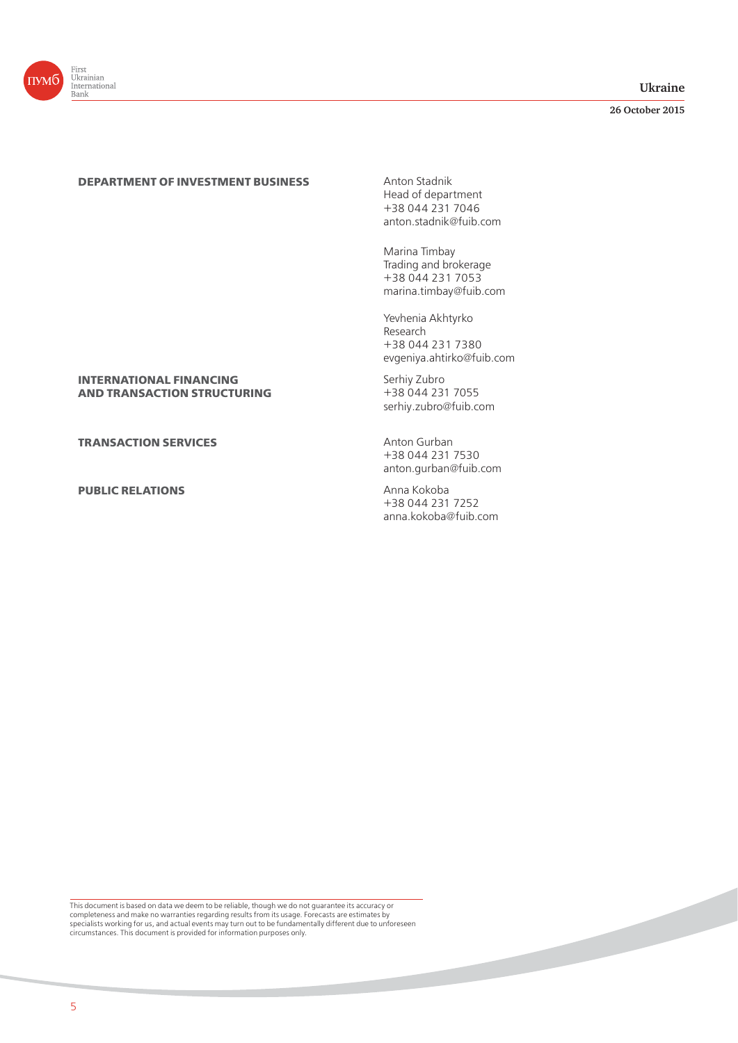**DEPARTMENT OF INVESTMENT BUSINESS**

Anton Stadnik
Head of department
+38 044 231 7046
anton.stadnik@fuib.com

Marina Timbay
Trading and brokerage
+38 044 231 7053
marina.timbay@fuib.com

Yevhenia Akhtyrko
Research
+38 044 231 7380
evgeniya.ahtirko@fuib.com

**INTERNATIONAL FINANCING AND TRANSACTION STRUCTURING**

Serhiy Zubro
+38 044 231 7055
serhiy.zubro@fuib.com

**TRANSACTION SERVICES**

Anton Gurban
+38 044 231 7530
anton.gurban@fuib.com

**PUBLIC RELATIONS**

Anna Kokoba
+38 044 231 7252
anna.kokoba@fuib.com

This document is based on data we deem to be reliable, though we do not guarantee its accuracy or completeness and make no warranties regarding results from its usage. Forecasts are estimates by specialists working for us, and actual events may turn out to be fundamentally different due to unforeseen circumstances. This document is provided for information purposes only.